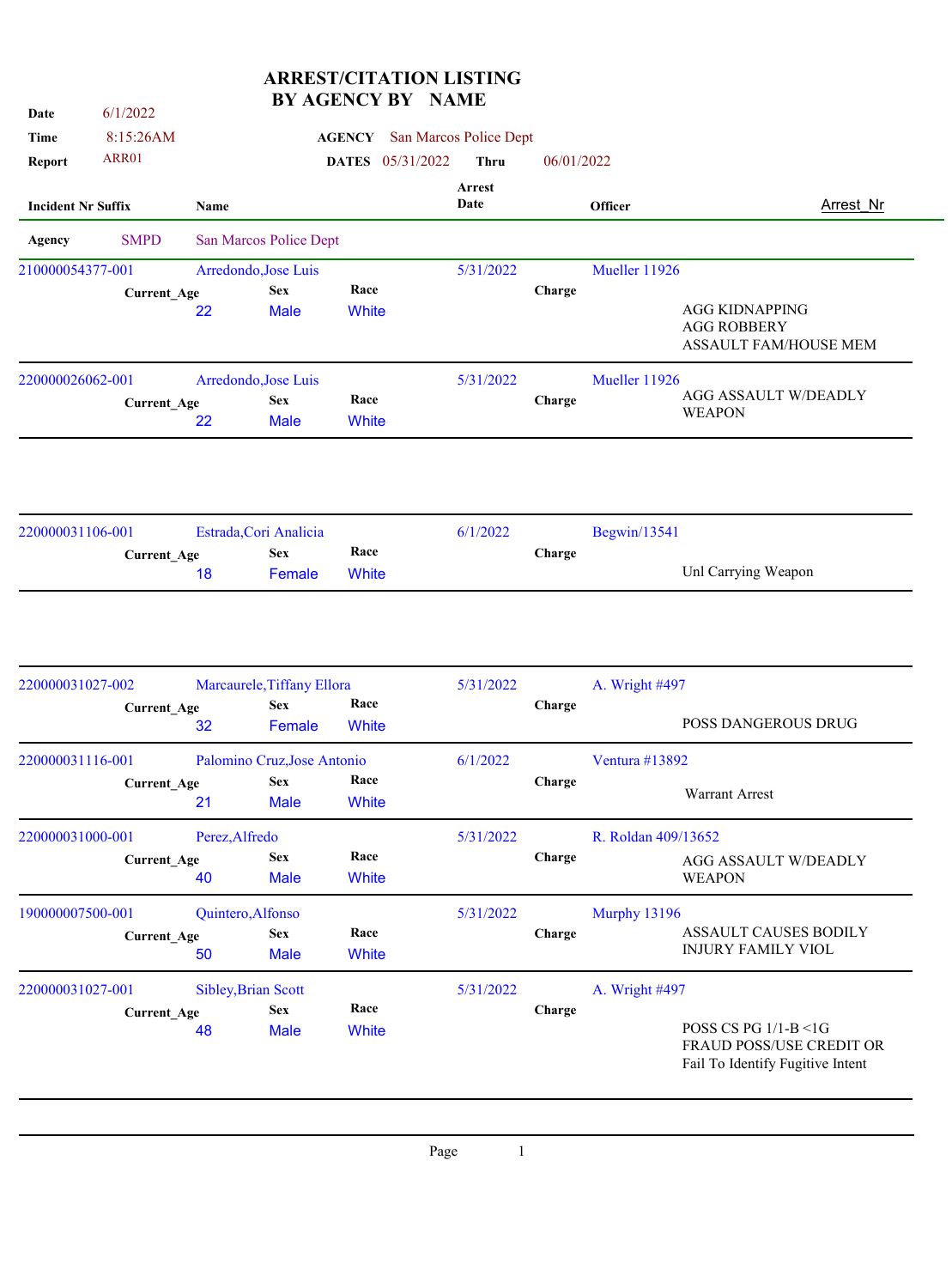# ARREST/CITATION LISTING
# BY AGENCY BY NAME

**Date** 6/1/2022
**Time** 8:15:26AM
**Report** ARR01

**AGENCY** San Marcos Police Dept
**DATES** 05/31/2022 **Thru** 06/01/2022

| Incident Nr Suffix | Name | Current_Age | Sex | Race | Arrest Date | Officer | Charge | Arrest_Nr |
|---|---|---|---|---|---|---|---|---|
| **Agency** SMPD | San Marcos Police Dept | | | | | | | |
| 210000054377-001 | Arredondo,Jose Luis | 22 | Male | White | 5/31/2022 | Mueller 11926 | AGG KIDNAPPING<br>AGG ROBBERY<br>ASSAULT FAM/HOUSE MEM | |
| 220000026062-001 | Arredondo,Jose Luis | 22 | Male | White | 5/31/2022 | Mueller 11926 | AGG ASSAULT W/DEADLY WEAPON | |
| 220000031106-001 | Estrada,Cori Analicia | 18 | Female | White | 6/1/2022 | Begwin/13541 | Unl Carrying Weapon | |
| 220000031027-002 | Marcaurele,Tiffany Ellora | 32 | Female | White | 5/31/2022 | A. Wright #497 | POSS DANGEROUS DRUG | |
| 220000031116-001 | Palomino Cruz,Jose Antonio | 21 | Male | White | 6/1/2022 | Ventura #13892 | Warrant Arrest | |
| 220000031000-001 | Perez,Alfredo | 40 | Male | White | 5/31/2022 | R. Roldan 409/13652 | AGG ASSAULT W/DEADLY WEAPON | |
| 190000007500-001 | Quintero,Alfonso | 50 | Male | White | 5/31/2022 | Murphy 13196 | ASSAULT CAUSES BODILY INJURY FAMILY VIOL | |
| 220000031027-001 | Sibley,Brian Scott | 48 | Male | White | 5/31/2022 | A. Wright #497 | POSS CS PG 1/1-B <1G<br>FRAUD POSS/USE CREDIT OR<br>Fail To Identify Fugitive Intent | |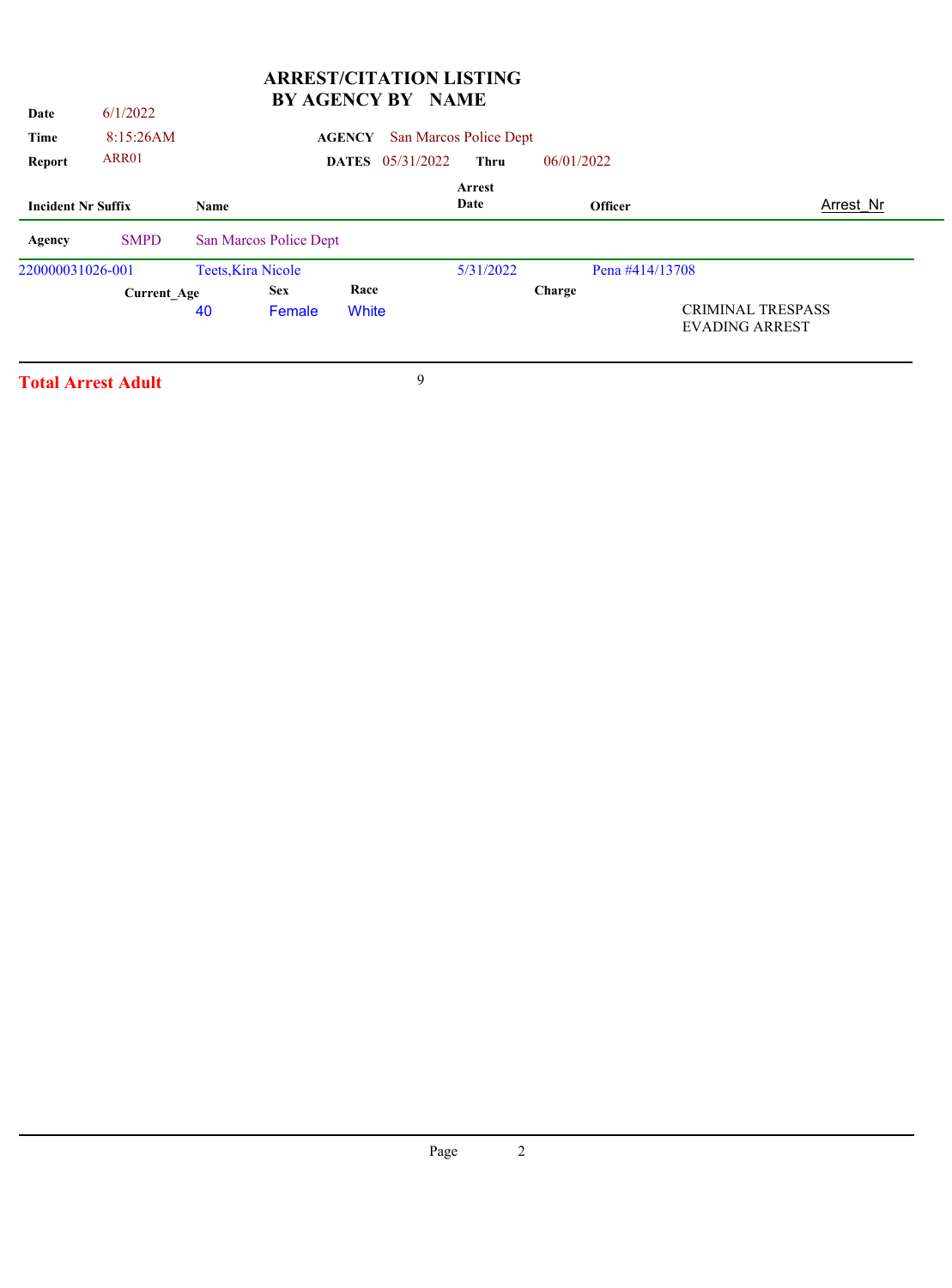# ARREST/CITATION LISTING
# BY AGENCY BY NAME

**Date** 6/1/2022

**Time** 8:15:26AM

**Report** ARR01

**AGENCY** San Marcos Police Dept

**DATES** 05/31/2022 **Thru** 06/01/2022

| Incident Nr Suffix | Name | Arrest Date | Officer | Arrest_Nr |
| --- | --- | --- | --- | --- |
| **Agency** SMPD | San Marcos Police Dept | | | |
| 220000031026-001 | Teets,Kira Nicole | 5/31/2022 | Pena #414/13708 | |

| Current_Age | Sex | Race | Charge |
| --- | --- | --- | --- |
| 40 | Female | White | CRIMINAL TRESPASS<br>EVADING ARREST |

**Total Arrest Adult** 9